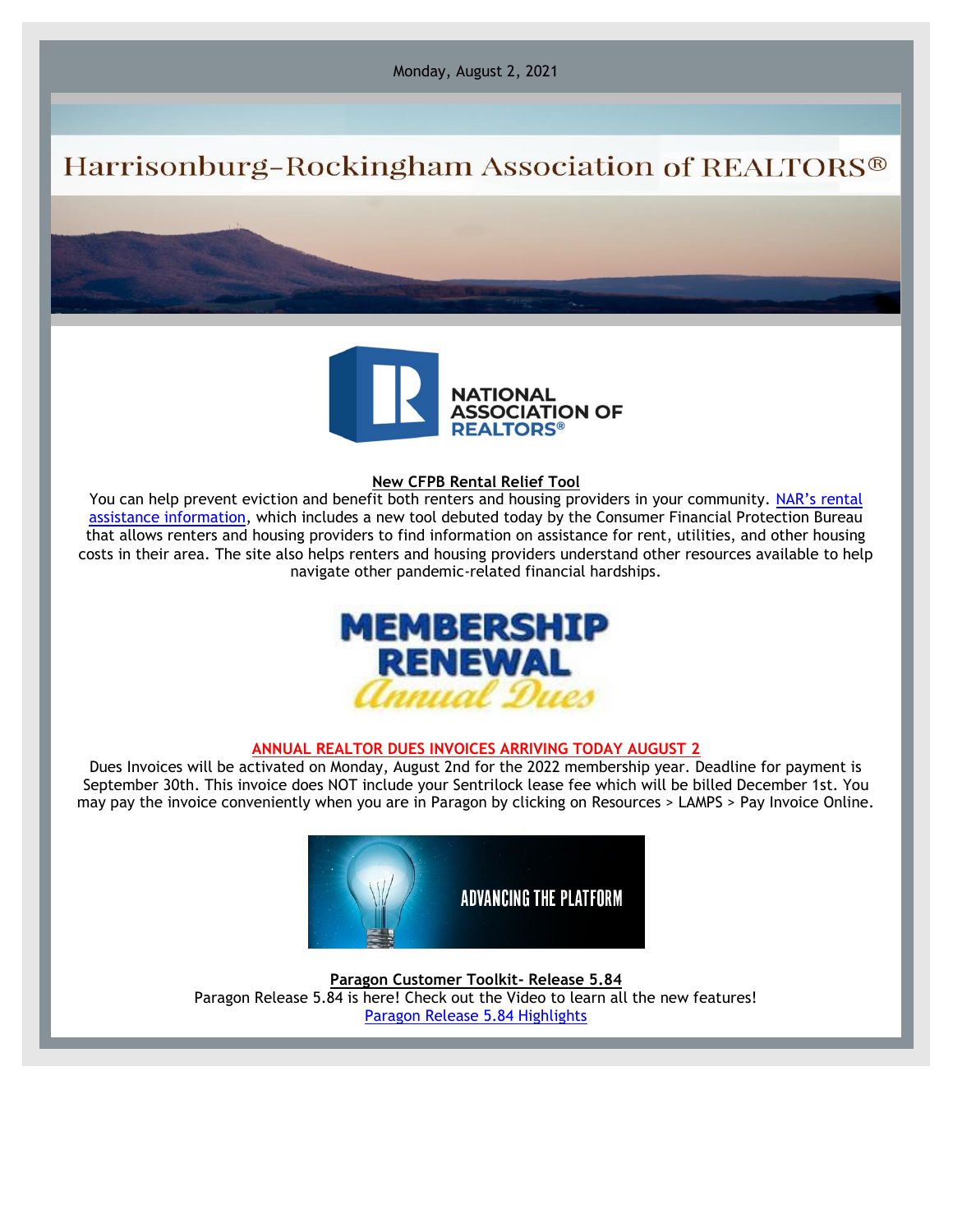Monday, August 2, 2021

# Harrisonburg-Rockingham Association of REALTORS®

NATIONAL ASSOCIATION OF REALTORS®

**New CFPB Rental Relief Tool**

You can help prevent eviction and benefit both renters and housing providers in your community. NAR's rental assistance information, which includes a new tool debuted today by the Consumer Financial Protection Bureau that allows renters and housing providers to find information on assistance for rent, utilities, and other housing costs in their area. The site also helps renters and housing providers understand other resources available to help navigate other pandemic-related financial hardships.

MEMBERSHIP RENEWAL *Annual Dues*

**ANNUAL REALTOR DUES INVOICES ARRIVING TODAY AUGUST 2**

Dues Invoices will be activated on Monday, August 2nd for the 2022 membership year. Deadline for payment is September 30th. This invoice does NOT include your Sentrilock lease fee which will be billed December 1st. You may pay the invoice conveniently when you are in Paragon by clicking on Resources > LAMPS > Pay Invoice Online.

ADVANCING THE PLATFORM

**Paragon Customer Toolkit- Release 5.84**

Paragon Release 5.84 is here! Check out the Video to learn all the new features!

Paragon Release 5.84 Highlights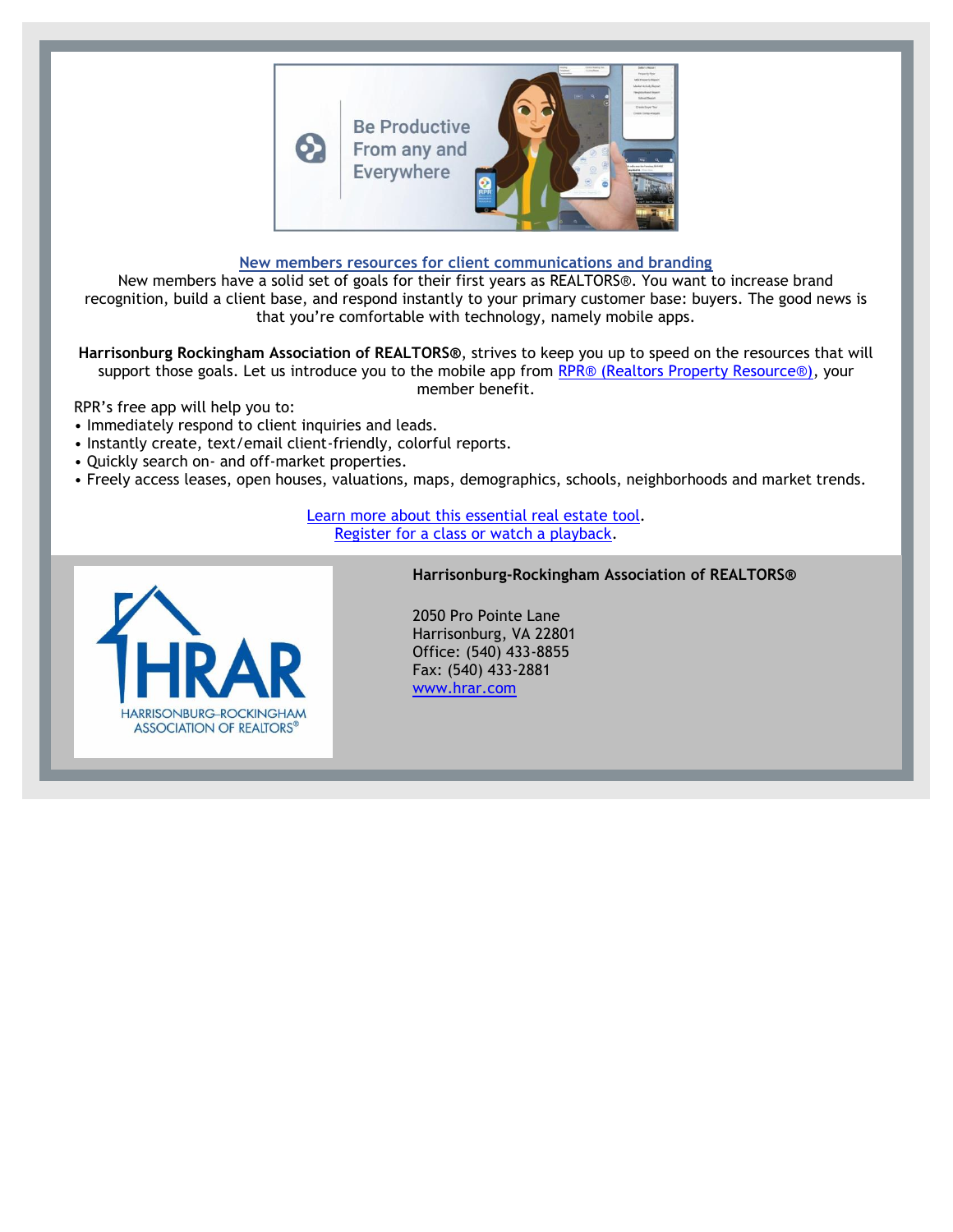[New members resources for client communications and branding]

New members have a solid set of goals for their first years as REALTORS®. You want to increase brand recognition, build a client base, and respond instantly to your primary customer base: buyers. The good news is that you're comfortable with technology, namely mobile apps.

**Harrisonburg Rockingham Association of REALTORS®**, strives to keep you up to speed on the resources that will support those goals. Let us introduce you to the mobile app from RPR® (Realtors Property Resource®), your member benefit.

RPR's free app will help you to:

- Immediately respond to client inquiries and leads.
- Instantly create, text/email client-friendly, colorful reports.
- Quickly search on- and off-market properties.
- Freely access leases, open houses, valuations, maps, demographics, schools, neighborhoods and market trends.

Learn more about this essential real estate tool.
Register for a class or watch a playback.

**Harrisonburg-Rockingham Association of REALTORS®**

2050 Pro Pointe Lane
Harrisonburg, VA 22801
Office: (540) 433-8855
Fax: (540) 433-2881
www.hrar.com